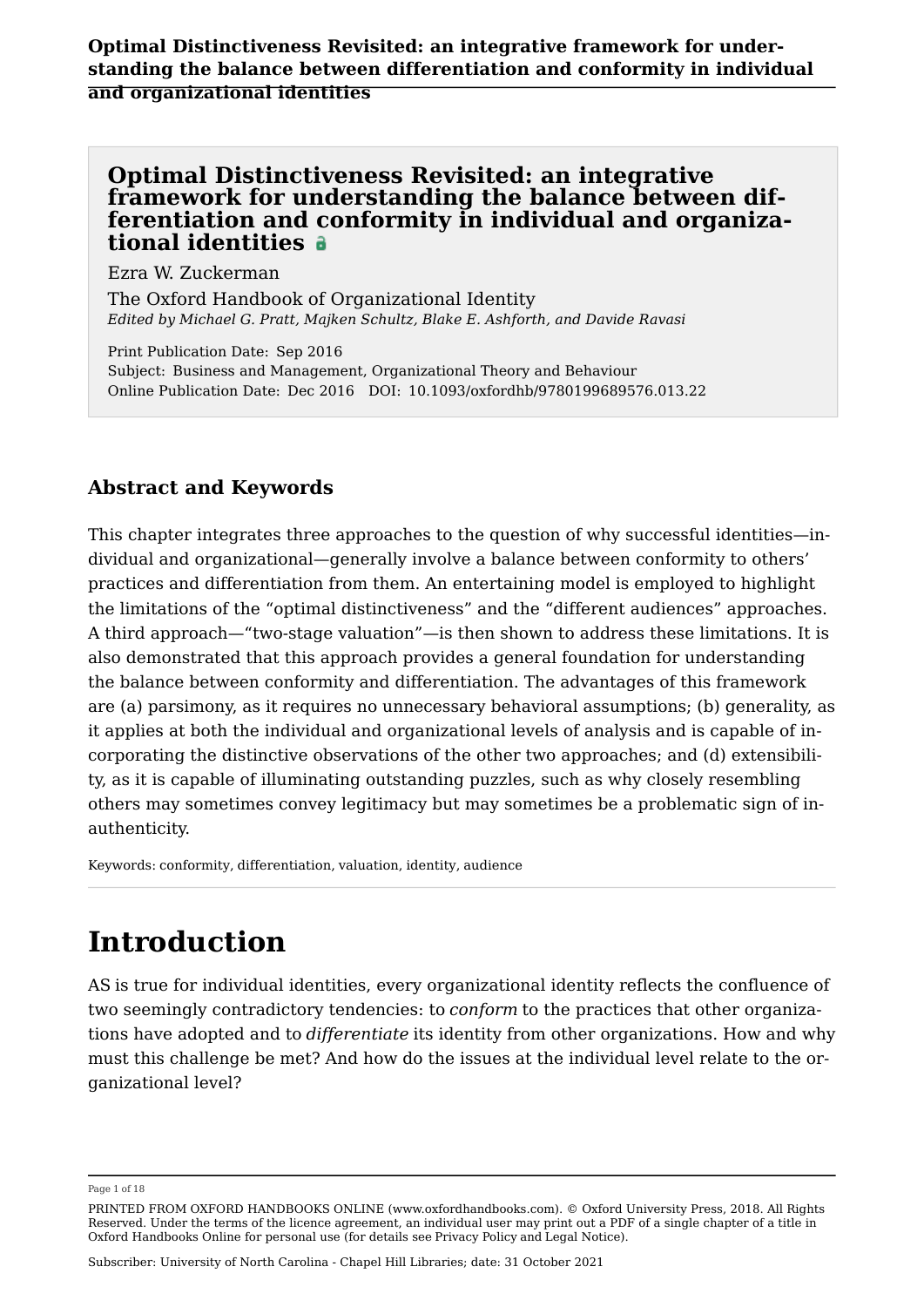# Optimal Distinctiveness Revisited: an integrative framework for understanding the balance between differentiation and conformity in individual and organizational identities

Ezra W. Zuckerman

The Oxford Handbook of Organizational Identity
*Edited by Michael G. Pratt, Majken Schultz, Blake E. Ashforth, and Davide Ravasi*

Print Publication Date: Sep 2016
Subject: Business and Management, Organizational Theory and Behaviour
Online Publication Date: Dec 2016 DOI: 10.1093/oxfordhb/9780199689576.013.22

## Abstract and Keywords

This chapter integrates three approaches to the question of why successful identities—individual and organizational—generally involve a balance between conformity to others' practices and differentiation from them. An entertaining model is employed to highlight the limitations of the "optimal distinctiveness" and the "different audiences" approaches. A third approach—"two-stage valuation"—is then shown to address these limitations. It is also demonstrated that this approach provides a general foundation for understanding the balance between conformity and differentiation. The advantages of this framework are (a) parsimony, as it requires no unnecessary behavioral assumptions; (b) generality, as it applies at both the individual and organizational levels of analysis and is capable of incorporating the distinctive observations of the other two approaches; and (d) extensibility, as it is capable of illuminating outstanding puzzles, such as why closely resembling others may sometimes convey legitimacy but may sometimes be a problematic sign of inauthenticity.

Keywords: conformity, differentiation, valuation, identity, audience

# Introduction

AS is true for individual identities, every organizational identity reflects the confluence of two seemingly contradictory tendencies: to *conform* to the practices that other organizations have adopted and to *differentiate* its identity from other organizations. How and why must this challenge be met? And how do the issues at the individual level relate to the organizational level?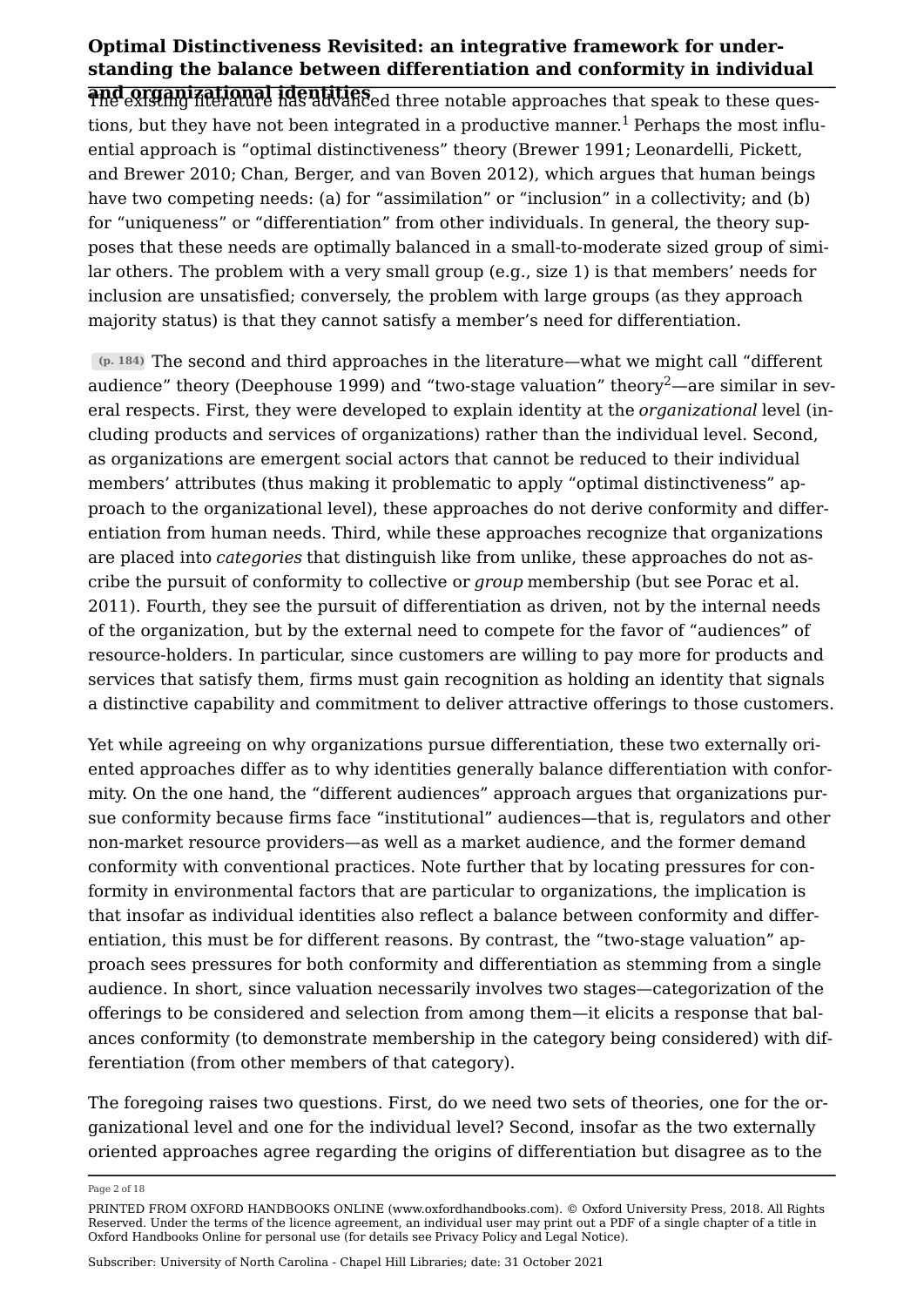The existing literature has advanced three notable approaches that speak to these questions, but they have not been integrated in a productive manner.[1] Perhaps the most influential approach is "optimal distinctiveness" theory (Brewer 1991; Leonardelli, Pickett, and Brewer 2010; Chan, Berger, and van Boven 2012), which argues that human beings have two competing needs: (a) for "assimilation" or "inclusion" in a collectivity; and (b) for "uniqueness" or "differentiation" from other individuals. In general, the theory supposes that these needs are optimally balanced in a small-to-moderate sized group of similar others. The problem with a very small group (e.g., size 1) is that members' needs for inclusion are unsatisfied; conversely, the problem with large groups (as they approach majority status) is that they cannot satisfy a member's need for differentiation.

(p. 184) The second and third approaches in the literature—what we might call "different audience" theory (Deephouse 1999) and "two-stage valuation" theory[2]—are similar in several respects. First, they were developed to explain identity at the *organizational* level (including products and services of organizations) rather than the individual level. Second, as organizations are emergent social actors that cannot be reduced to their individual members' attributes (thus making it problematic to apply "optimal distinctiveness" approach to the organizational level), these approaches do not derive conformity and differentiation from human needs. Third, while these approaches recognize that organizations are placed into *categories* that distinguish like from unlike, these approaches do not ascribe the pursuit of conformity to collective or *group* membership (but see Porac et al. 2011). Fourth, they see the pursuit of differentiation as driven, not by the internal needs of the organization, but by the external need to compete for the favor of "audiences" of resource-holders. In particular, since customers are willing to pay more for products and services that satisfy them, firms must gain recognition as holding an identity that signals a distinctive capability and commitment to deliver attractive offerings to those customers.

Yet while agreeing on why organizations pursue differentiation, these two externally oriented approaches differ as to why identities generally balance differentiation with conformity. On the one hand, the "different audiences" approach argues that organizations pursue conformity because firms face "institutional" audiences—that is, regulators and other non-market resource providers—as well as a market audience, and the former demand conformity with conventional practices. Note further that by locating pressures for conformity in environmental factors that are particular to organizations, the implication is that insofar as individual identities also reflect a balance between conformity and differentiation, this must be for different reasons. By contrast, the "two-stage valuation" approach sees pressures for both conformity and differentiation as stemming from a single audience. In short, since valuation necessarily involves two stages—categorization of the offerings to be considered and selection from among them—it elicits a response that balances conformity (to demonstrate membership in the category being considered) with differentiation (from other members of that category).

The foregoing raises two questions. First, do we need two sets of theories, one for the organizational level and one for the individual level? Second, insofar as the two externally oriented approaches agree regarding the origins of differentiation but disagree as to the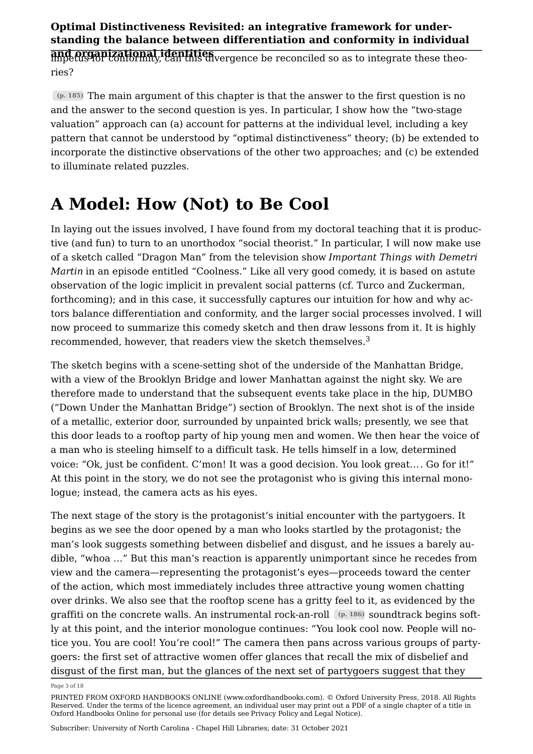impetus for conformity, can this divergence be reconciled so as to integrate these theories?

(p. 185) The main argument of this chapter is that the answer to the first question is no and the answer to the second question is yes. In particular, I show how the "two-stage valuation" approach can (a) account for patterns at the individual level, including a key pattern that cannot be understood by "optimal distinctiveness" theory; (b) be extended to incorporate the distinctive observations of the other two approaches; and (c) be extended to illuminate related puzzles.

# A Model: How (Not) to Be Cool

In laying out the issues involved, I have found from my doctoral teaching that it is productive (and fun) to turn to an unorthodox "social theorist." In particular, I will now make use of a sketch called "Dragon Man" from the television show *Important Things with Demetri Martin* in an episode entitled "Coolness." Like all very good comedy, it is based on astute observation of the logic implicit in prevalent social patterns (cf. Turco and Zuckerman, forthcoming); and in this case, it successfully captures our intuition for how and why actors balance differentiation and conformity, and the larger social processes involved. I will now proceed to summarize this comedy sketch and then draw lessons from it. It is highly recommended, however, that readers view the sketch themselves.[3]

The sketch begins with a scene-setting shot of the underside of the Manhattan Bridge, with a view of the Brooklyn Bridge and lower Manhattan against the night sky. We are therefore made to understand that the subsequent events take place in the hip, DUMBO ("Down Under the Manhattan Bridge") section of Brooklyn. The next shot is of the inside of a metallic, exterior door, surrounded by unpainted brick walls; presently, we see that this door leads to a rooftop party of hip young men and women. We then hear the voice of a man who is steeling himself to a difficult task. He tells himself in a low, determined voice: "Ok, just be confident. C'mon! It was a good decision. You look great.… Go for it!" At this point in the story, we do not see the protagonist who is giving this internal monologue; instead, the camera acts as his eyes.

The next stage of the story is the protagonist's initial encounter with the partygoers. It begins as we see the door opened by a man who looks startled by the protagonist; the man's look suggests something between disbelief and disgust, and he issues a barely audible, "whoa …" But this man's reaction is apparently unimportant since he recedes from view and the camera—representing the protagonist's eyes—proceeds toward the center of the action, which most immediately includes three attractive young women chatting over drinks. We also see that the rooftop scene has a gritty feel to it, as evidenced by the graffiti on the concrete walls. An instrumental rock-an-roll (p. 186) soundtrack begins softly at this point, and the interior monologue continues: "You look cool now. People will notice you. You are cool! You're cool!" The camera then pans across various groups of partygoers: the first set of attractive women offer glances that recall the mix of disbelief and disgust of the first man, but the glances of the next set of partygoers suggest that they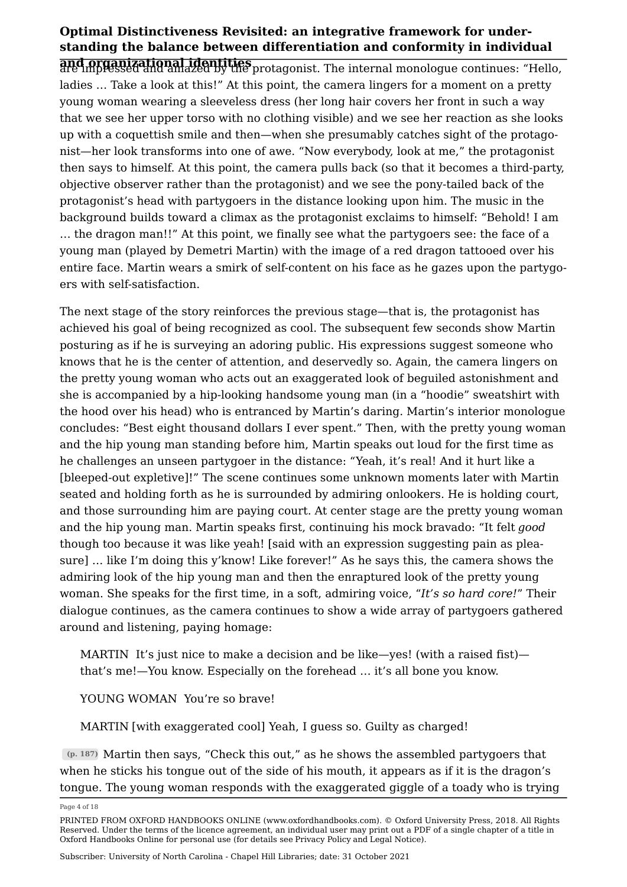are impressed and amazed by the protagonist. The internal monologue continues: “Hello, ladies … Take a look at this!” At this point, the camera lingers for a moment on a pretty young woman wearing a sleeveless dress (her long hair covers her front in such a way that we see her upper torso with no clothing visible) and we see her reaction as she looks up with a coquettish smile and then—when she presumably catches sight of the protagonist—her look transforms into one of awe. “Now everybody, look at me,” the protagonist then says to himself. At this point, the camera pulls back (so that it becomes a third-party, objective observer rather than the protagonist) and we see the pony-tailed back of the protagonist’s head with partygoers in the distance looking upon him. The music in the background builds toward a climax as the protagonist exclaims to himself: “Behold! I am … the dragon man!!” At this point, we finally see what the partygoers see: the face of a young man (played by Demetri Martin) with the image of a red dragon tattooed over his entire face. Martin wears a smirk of self-content on his face as he gazes upon the partygoers with self-satisfaction.

The next stage of the story reinforces the previous stage—that is, the protagonist has achieved his goal of being recognized as cool. The subsequent few seconds show Martin posturing as if he is surveying an adoring public. His expressions suggest someone who knows that he is the center of attention, and deservedly so. Again, the camera lingers on the pretty young woman who acts out an exaggerated look of beguiled astonishment and she is accompanied by a hip-looking handsome young man (in a “hoodie” sweatshirt with the hood over his head) who is entranced by Martin’s daring. Martin’s interior monologue concludes: “Best eight thousand dollars I ever spent.” Then, with the pretty young woman and the hip young man standing before him, Martin speaks out loud for the first time as he challenges an unseen partygoer in the distance: “Yeah, it’s real! And it hurt like a [bleeped-out expletive]!” The scene continues some unknown moments later with Martin seated and holding forth as he is surrounded by admiring onlookers. He is holding court, and those surrounding him are paying court. At center stage are the pretty young woman and the hip young man. Martin speaks first, continuing his mock bravado: “It felt *good* though too because it was like yeah! [said with an expression suggesting pain as pleasure] … like I’m doing this y’know! Like forever!” As he says this, the camera shows the admiring look of the hip young man and then the enraptured look of the pretty young woman. She speaks for the first time, in a soft, admiring voice, “*It’s so hard core!*” Their dialogue continues, as the camera continues to show a wide array of partygoers gathered around and listening, paying homage:

> MARTIN It’s just nice to make a decision and be like—yes! (with a raised fist)—that’s me!—You know. Especially on the forehead … it’s all bone you know.
>
> YOUNG WOMAN You’re so brave!
>
> MARTIN [with exaggerated cool] Yeah, I guess so. Guilty as charged!

(p. 187) Martin then says, “Check this out,” as he shows the assembled partygoers that when he sticks his tongue out of the side of his mouth, it appears as if it is the dragon’s tongue. The young woman responds with the exaggerated giggle of a toady who is trying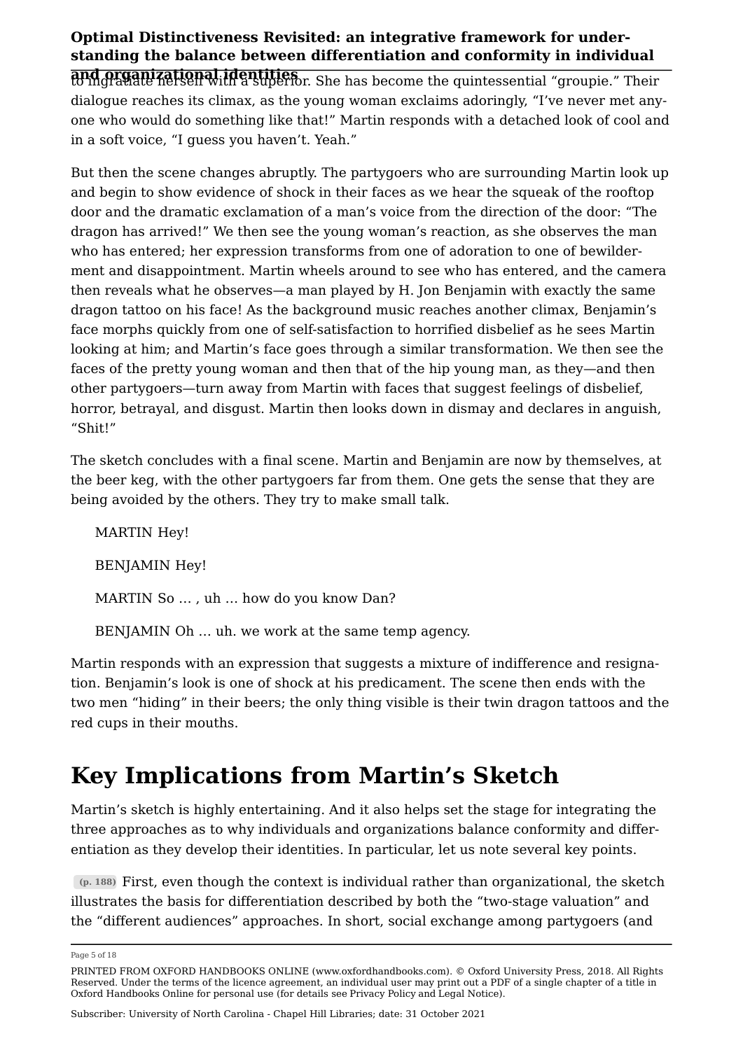to ingratiate herself with a superior. She has become the quintessential “groupie.” Their dialogue reaches its climax, as the young woman exclaims adoringly, “I’ve never met anyone who would do something like that!” Martin responds with a detached look of cool and in a soft voice, “I guess you haven’t. Yeah.”

But then the scene changes abruptly. The partygoers who are surrounding Martin look up and begin to show evidence of shock in their faces as we hear the squeak of the rooftop door and the dramatic exclamation of a man’s voice from the direction of the door: “The dragon has arrived!” We then see the young woman’s reaction, as she observes the man who has entered; her expression transforms from one of adoration to one of bewilderment and disappointment. Martin wheels around to see who has entered, and the camera then reveals what he observes—a man played by H. Jon Benjamin with exactly the same dragon tattoo on his face! As the background music reaches another climax, Benjamin’s face morphs quickly from one of self-satisfaction to horrified disbelief as he sees Martin looking at him; and Martin’s face goes through a similar transformation. We then see the faces of the pretty young woman and then that of the hip young man, as they—and then other partygoers—turn away from Martin with faces that suggest feelings of disbelief, horror, betrayal, and disgust. Martin then looks down in dismay and declares in anguish, “Shit!”

The sketch concludes with a final scene. Martin and Benjamin are now by themselves, at the beer keg, with the other partygoers far from them. One gets the sense that they are being avoided by the others. They try to make small talk.

> MARTIN Hey!
>
> BENJAMIN Hey!
>
> MARTIN So … , uh … how do you know Dan?
>
> BENJAMIN Oh … uh. we work at the same temp agency.

Martin responds with an expression that suggests a mixture of indifference and resignation. Benjamin’s look is one of shock at his predicament. The scene then ends with the two men “hiding” in their beers; the only thing visible is their twin dragon tattoos and the red cups in their mouths.

# Key Implications from Martin’s Sketch

Martin’s sketch is highly entertaining. And it also helps set the stage for integrating the three approaches as to why individuals and organizations balance conformity and differentiation as they develop their identities. In particular, let us note several key points.

(p. 188) First, even though the context is individual rather than organizational, the sketch illustrates the basis for differentiation described by both the “two-stage valuation” and the “different audiences” approaches. In short, social exchange among partygoers (and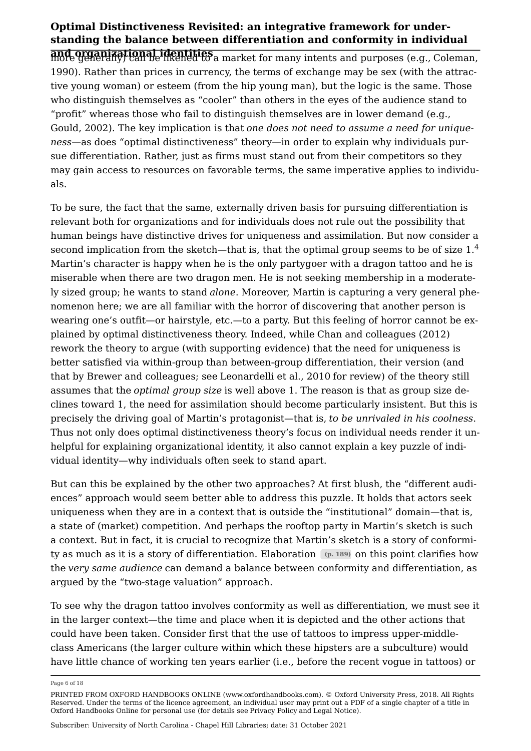more generally) can be likened to a market for many intents and purposes (e.g., Coleman, 1990). Rather than prices in currency, the terms of exchange may be sex (with the attractive young woman) or esteem (from the hip young man), but the logic is the same. Those who distinguish themselves as "cooler" than others in the eyes of the audience stand to "profit" whereas those who fail to distinguish themselves are in lower demand (e.g., Gould, 2002). The key implication is that *one does not need to assume a need for uniqueness*—as does "optimal distinctiveness" theory—in order to explain why individuals pursue differentiation. Rather, just as firms must stand out from their competitors so they may gain access to resources on favorable terms, the same imperative applies to individuals.

To be sure, the fact that the same, externally driven basis for pursuing differentiation is relevant both for organizations and for individuals does not rule out the possibility that human beings have distinctive drives for uniqueness and assimilation. But now consider a second implication from the sketch—that is, that the optimal group seems to be of size 1.[4] Martin's character is happy when he is the only partygoer with a dragon tattoo and he is miserable when there are two dragon men. He is not seeking membership in a moderately sized group; he wants to stand *alone*. Moreover, Martin is capturing a very general phenomenon here; we are all familiar with the horror of discovering that another person is wearing one's outfit—or hairstyle, etc.—to a party. But this feeling of horror cannot be explained by optimal distinctiveness theory. Indeed, while Chan and colleagues (2012) rework the theory to argue (with supporting evidence) that the need for uniqueness is better satisfied via within-group than between-group differentiation, their version (and that by Brewer and colleagues; see Leonardelli et al., 2010 for review) of the theory still assumes that the *optimal group size* is well above 1. The reason is that as group size declines toward 1, the need for assimilation should become particularly insistent. But this is precisely the driving goal of Martin's protagonist—that is, *to be unrivaled in his coolness.* Thus not only does optimal distinctiveness theory's focus on individual needs render it unhelpful for explaining organizational identity, it also cannot explain a key puzzle of individual identity—why individuals often seek to stand apart.

But can this be explained by the other two approaches? At first blush, the "different audiences" approach would seem better able to address this puzzle. It holds that actors seek uniqueness when they are in a context that is outside the "institutional" domain—that is, a state of (market) competition. And perhaps the rooftop party in Martin's sketch is such a context. But in fact, it is crucial to recognize that Martin's sketch is a story of conformity as much as it is a story of differentiation. Elaboration (p. 189) on this point clarifies how the *very same audience* can demand a balance between conformity and differentiation, as argued by the "two-stage valuation" approach.

To see why the dragon tattoo involves conformity as well as differentiation, we must see it in the larger context—the time and place when it is depicted and the other actions that could have been taken. Consider first that the use of tattoos to impress upper-middle-class Americans (the larger culture within which these hipsters are a subculture) would have little chance of working ten years earlier (i.e., before the recent vogue in tattoos) or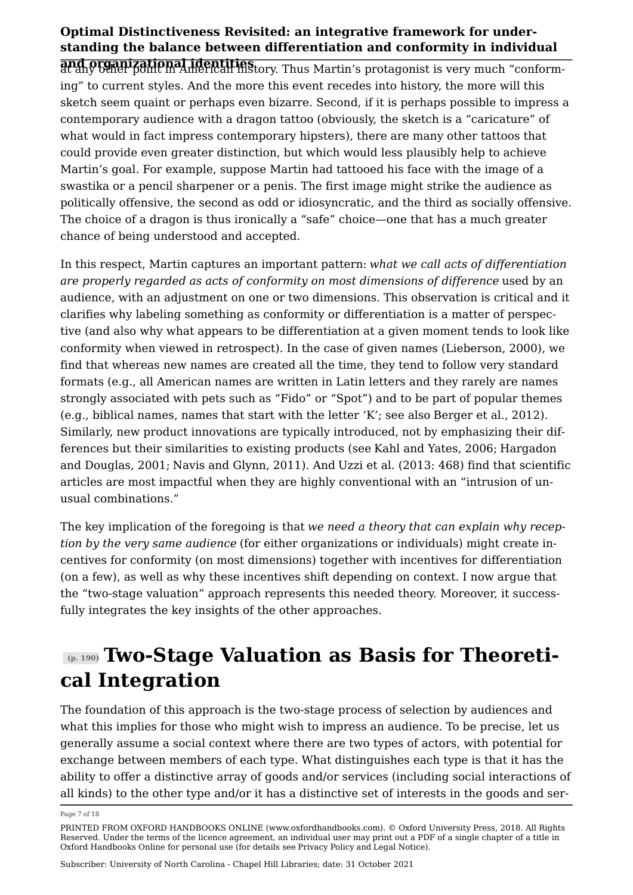at any other point in American history. Thus Martin's protagonist is very much "conforming" to current styles. And the more this event recedes into history, the more will this sketch seem quaint or perhaps even bizarre. Second, if it is perhaps possible to impress a contemporary audience with a dragon tattoo (obviously, the sketch is a "caricature" of what would in fact impress contemporary hipsters), there are many other tattoos that could provide even greater distinction, but which would less plausibly help to achieve Martin's goal. For example, suppose Martin had tattooed his face with the image of a swastika or a pencil sharpener or a penis. The first image might strike the audience as politically offensive, the second as odd or idiosyncratic, and the third as socially offensive. The choice of a dragon is thus ironically a "safe" choice—one that has a much greater chance of being understood and accepted.

In this respect, Martin captures an important pattern: *what we call acts of differentiation are properly regarded as acts of conformity on most dimensions of difference* used by an audience, with an adjustment on one or two dimensions. This observation is critical and it clarifies why labeling something as conformity or differentiation is a matter of perspective (and also why what appears to be differentiation at a given moment tends to look like conformity when viewed in retrospect). In the case of given names (Lieberson, 2000), we find that whereas new names are created all the time, they tend to follow very standard formats (e.g., all American names are written in Latin letters and they rarely are names strongly associated with pets such as "Fido" or "Spot") and to be part of popular themes (e.g., biblical names, names that start with the letter 'K'; see also Berger et al., 2012). Similarly, new product innovations are typically introduced, not by emphasizing their differences but their similarities to existing products (see Kahl and Yates, 2006; Hargadon and Douglas, 2001; Navis and Glynn, 2011). And Uzzi et al. (2013: 468) find that scientific articles are most impactful when they are highly conventional with an "intrusion of unusual combinations."

The key implication of the foregoing is that *we need a theory that can explain why reception by the very same audience* (for either organizations or individuals) might create incentives for conformity (on most dimensions) together with incentives for differentiation (on a few), as well as why these incentives shift depending on context. I now argue that the "two-stage valuation" approach represents this needed theory. Moreover, it successfully integrates the key insights of the other approaches.

## (p. 190) Two-Stage Valuation as Basis for Theoretical Integration

The foundation of this approach is the two-stage process of selection by audiences and what this implies for those who might wish to impress an audience. To be precise, let us generally assume a social context where there are two types of actors, with potential for exchange between members of each type. What distinguishes each type is that it has the ability to offer a distinctive array of goods and/or services (including social interactions of all kinds) to the other type and/or it has a distinctive set of interests in the goods and ser-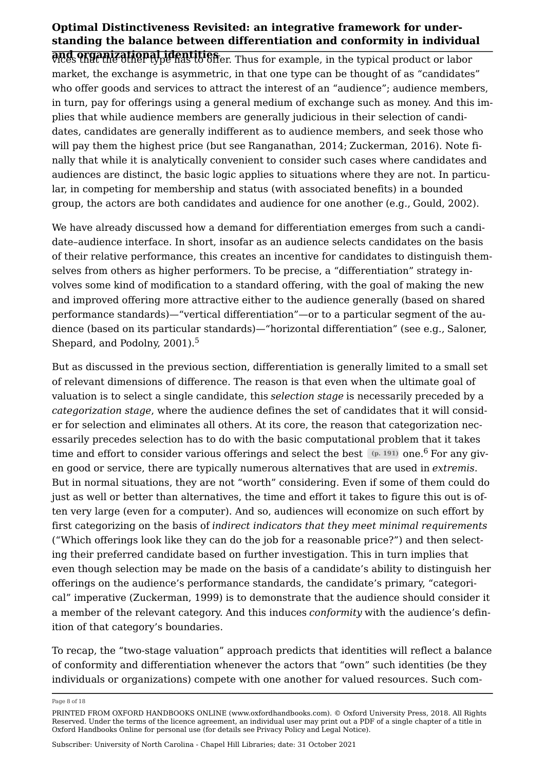vices that the other type has to offer. Thus for example, in the typical product or labor market, the exchange is asymmetric, in that one type can be thought of as "candidates" who offer goods and services to attract the interest of an "audience"; audience members, in turn, pay for offerings using a general medium of exchange such as money. And this implies that while audience members are generally judicious in their selection of candidates, candidates are generally indifferent as to audience members, and seek those who will pay them the highest price (but see Ranganathan, 2014; Zuckerman, 2016). Note finally that while it is analytically convenient to consider such cases where candidates and audiences are distinct, the basic logic applies to situations where they are not. In particular, in competing for membership and status (with associated benefits) in a bounded group, the actors are both candidates and audience for one another (e.g., Gould, 2002).

We have already discussed how a demand for differentiation emerges from such a candidate–audience interface. In short, insofar as an audience selects candidates on the basis of their relative performance, this creates an incentive for candidates to distinguish themselves from others as higher performers. To be precise, a "differentiation" strategy involves some kind of modification to a standard offering, with the goal of making the new and improved offering more attractive either to the audience generally (based on shared performance standards)—"vertical differentiation"—or to a particular segment of the audience (based on its particular standards)—"horizontal differentiation" (see e.g., Saloner, Shepard, and Podolny, 2001).[5]

But as discussed in the previous section, differentiation is generally limited to a small set of relevant dimensions of difference. The reason is that even when the ultimate goal of valuation is to select a single candidate, this *selection stage* is necessarily preceded by a *categorization stage*, where the audience defines the set of candidates that it will consider for selection and eliminates all others. At its core, the reason that categorization necessarily precedes selection has to do with the basic computational problem that it takes time and effort to consider various offerings and select the best (p. 191) one.[6] For any given good or service, there are typically numerous alternatives that are used in *extremis*. But in normal situations, they are not "worth" considering. Even if some of them could do just as well or better than alternatives, the time and effort it takes to figure this out is often very large (even for a computer). And so, audiences will economize on such effort by first categorizing on the basis of *indirect indicators that they meet minimal requirements* ("Which offerings look like they can do the job for a reasonable price?") and then selecting their preferred candidate based on further investigation. This in turn implies that even though selection may be made on the basis of a candidate's ability to distinguish her offerings on the audience's performance standards, the candidate's primary, "categorical" imperative (Zuckerman, 1999) is to demonstrate that the audience should consider it a member of the relevant category. And this induces *conformity* with the audience's definition of that category's boundaries.

To recap, the "two-stage valuation" approach predicts that identities will reflect a balance of conformity and differentiation whenever the actors that "own" such identities (be they individuals or organizations) compete with one another for valued resources. Such com-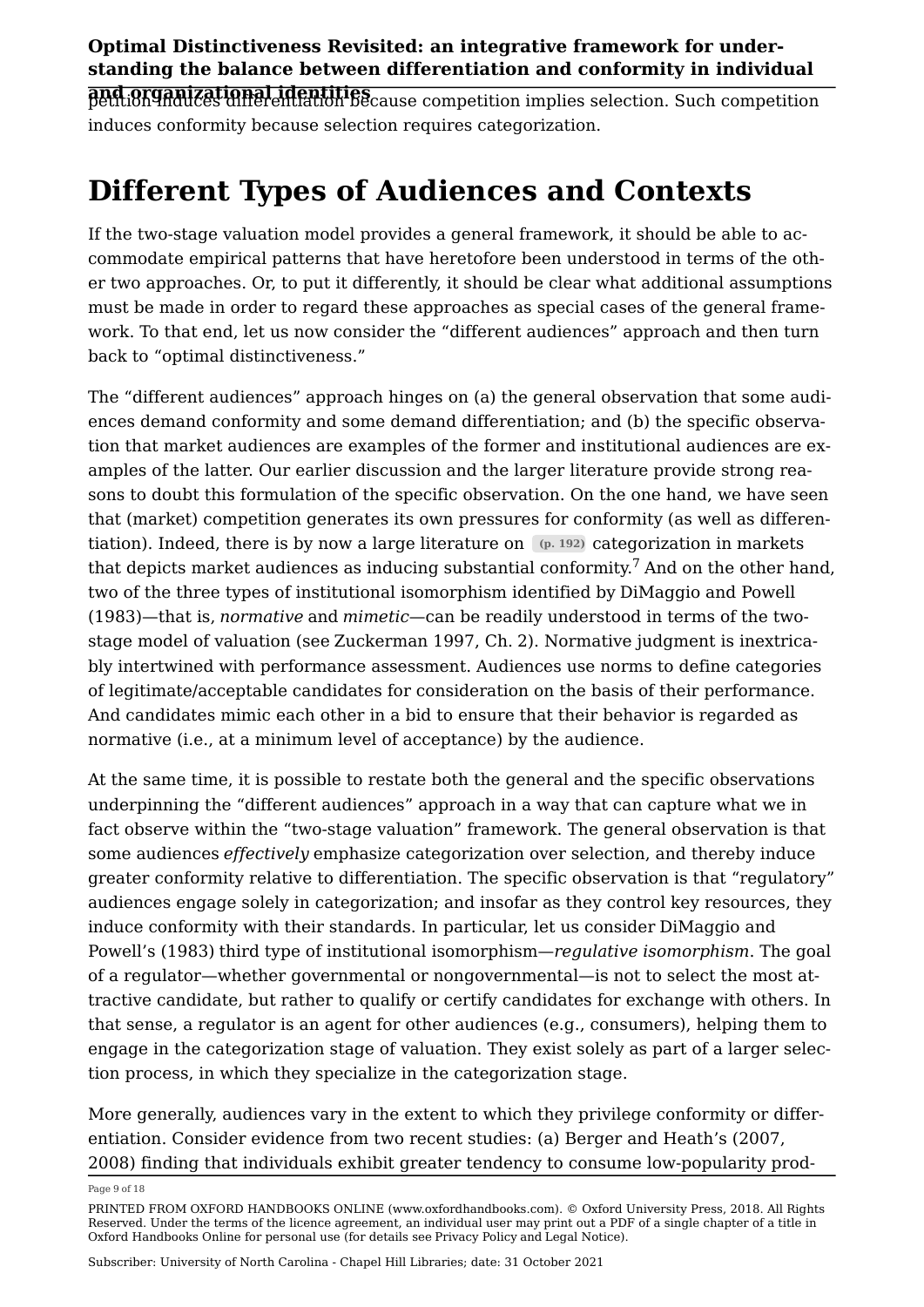petition induces differentiation because competition implies selection. Such competition induces conformity because selection requires categorization.

# Different Types of Audiences and Contexts

If the two-stage valuation model provides a general framework, it should be able to accommodate empirical patterns that have heretofore been understood in terms of the other two approaches. Or, to put it differently, it should be clear what additional assumptions must be made in order to regard these approaches as special cases of the general framework. To that end, let us now consider the "different audiences" approach and then turn back to "optimal distinctiveness."

The "different audiences" approach hinges on (a) the general observation that some audiences demand conformity and some demand differentiation; and (b) the specific observation that market audiences are examples of the former and institutional audiences are examples of the latter. Our earlier discussion and the larger literature provide strong reasons to doubt this formulation of the specific observation. On the one hand, we have seen that (market) competition generates its own pressures for conformity (as well as differentiation). Indeed, there is by now a large literature on (p. 192) categorization in markets that depicts market audiences as inducing substantial conformity.[7] And on the other hand, two of the three types of institutional isomorphism identified by DiMaggio and Powell (1983)—that is, *normative* and *mimetic*—can be readily understood in terms of the two-stage model of valuation (see Zuckerman 1997, Ch. 2). Normative judgment is inextricably intertwined with performance assessment. Audiences use norms to define categories of legitimate/acceptable candidates for consideration on the basis of their performance. And candidates mimic each other in a bid to ensure that their behavior is regarded as normative (i.e., at a minimum level of acceptance) by the audience.

At the same time, it is possible to restate both the general and the specific observations underpinning the "different audiences" approach in a way that can capture what we in fact observe within the "two-stage valuation" framework. The general observation is that some audiences *effectively* emphasize categorization over selection, and thereby induce greater conformity relative to differentiation. The specific observation is that "regulatory" audiences engage solely in categorization; and insofar as they control key resources, they induce conformity with their standards. In particular, let us consider DiMaggio and Powell's (1983) third type of institutional isomorphism—*regulative isomorphism*. The goal of a regulator—whether governmental or nongovernmental—is not to select the most attractive candidate, but rather to qualify or certify candidates for exchange with others. In that sense, a regulator is an agent for other audiences (e.g., consumers), helping them to engage in the categorization stage of valuation. They exist solely as part of a larger selection process, in which they specialize in the categorization stage.

More generally, audiences vary in the extent to which they privilege conformity or differentiation. Consider evidence from two recent studies: (a) Berger and Heath's (2007, 2008) finding that individuals exhibit greater tendency to consume low-popularity prod-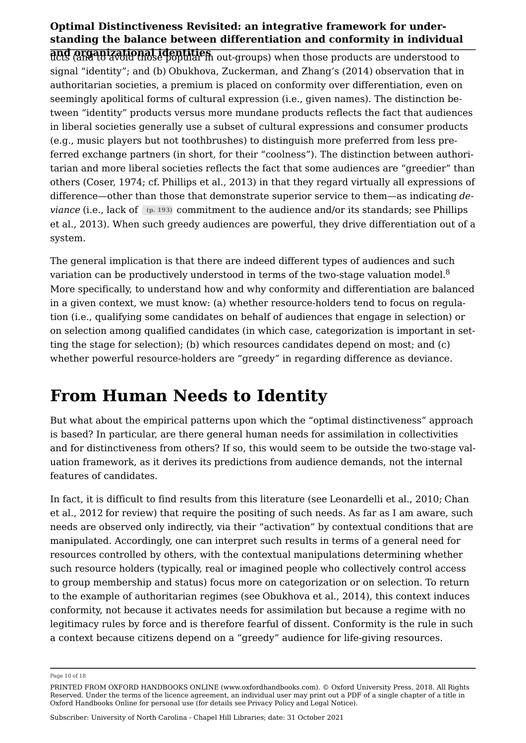ucts (and to avoid those popular in out-groups) when those products are understood to signal "identity"; and (b) Obukhova, Zuckerman, and Zhang's (2014) observation that in authoritarian societies, a premium is placed on conformity over differentiation, even on seemingly apolitical forms of cultural expression (i.e., given names). The distinction between "identity" products versus more mundane products reflects the fact that audiences in liberal societies generally use a subset of cultural expressions and consumer products (e.g., music players but not toothbrushes) to distinguish more preferred from less preferred exchange partners (in short, for their "coolness"). The distinction between authoritarian and more liberal societies reflects the fact that some audiences are "greedier" than others (Coser, 1974; cf. Phillips et al., 2013) in that they regard virtually all expressions of difference—other than those that demonstrate superior service to them—as indicating *deviance* (i.e., lack of (p. 193) commitment to the audience and/or its standards; see Phillips et al., 2013). When such greedy audiences are powerful, they drive differentiation out of a system.

The general implication is that there are indeed different types of audiences and such variation can be productively understood in terms of the two-stage valuation model.[8] More specifically, to understand how and why conformity and differentiation are balanced in a given context, we must know: (a) whether resource-holders tend to focus on regulation (i.e., qualifying some candidates on behalf of audiences that engage in selection) or on selection among qualified candidates (in which case, categorization is important in setting the stage for selection); (b) which resources candidates depend on most; and (c) whether powerful resource-holders are "greedy" in regarding difference as deviance.

# From Human Needs to Identity

But what about the empirical patterns upon which the "optimal distinctiveness" approach is based? In particular, are there general human needs for assimilation in collectivities and for distinctiveness from others? If so, this would seem to be outside the two-stage valuation framework, as it derives its predictions from audience demands, not the internal features of candidates.

In fact, it is difficult to find results from this literature (see Leonardelli et al., 2010; Chan et al., 2012 for review) that require the positing of such needs. As far as I am aware, such needs are observed only indirectly, via their "activation" by contextual conditions that are manipulated. Accordingly, one can interpret such results in terms of a general need for resources controlled by others, with the contextual manipulations determining whether such resource holders (typically, real or imagined people who collectively control access to group membership and status) focus more on categorization or on selection. To return to the example of authoritarian regimes (see Obukhova et al., 2014), this context induces conformity, not because it activates needs for assimilation but because a regime with no legitimacy rules by force and is therefore fearful of dissent. Conformity is the rule in such a context because citizens depend on a "greedy" audience for life-giving resources.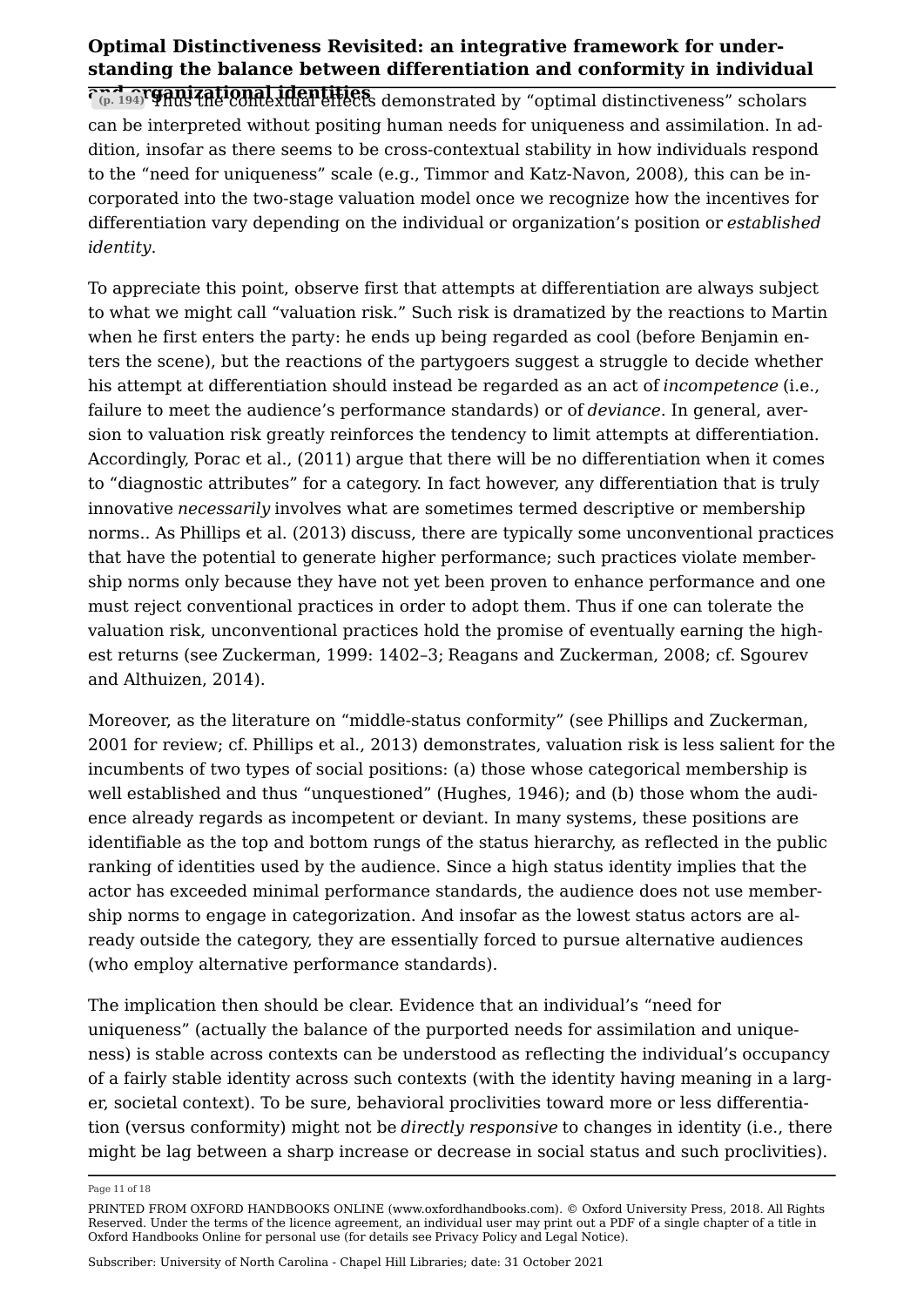Thus the contextual effects demonstrated by "optimal distinctiveness" scholars can be interpreted without positing human needs for uniqueness and assimilation. In addition, insofar as there seems to be cross-contextual stability in how individuals respond to the "need for uniqueness" scale (e.g., Timmor and Katz-Navon, 2008), this can be incorporated into the two-stage valuation model once we recognize how the incentives for differentiation vary depending on the individual or organization's position or *established identity*.

To appreciate this point, observe first that attempts at differentiation are always subject to what we might call "valuation risk." Such risk is dramatized by the reactions to Martin when he first enters the party: he ends up being regarded as cool (before Benjamin enters the scene), but the reactions of the partygoers suggest a struggle to decide whether his attempt at differentiation should instead be regarded as an act of *incompetence* (i.e., failure to meet the audience's performance standards) or of *deviance*. In general, aversion to valuation risk greatly reinforces the tendency to limit attempts at differentiation. Accordingly, Porac et al., (2011) argue that there will be no differentiation when it comes to "diagnostic attributes" for a category. In fact however, any differentiation that is truly innovative *necessarily* involves what are sometimes termed descriptive or membership norms.. As Phillips et al. (2013) discuss, there are typically some unconventional practices that have the potential to generate higher performance; such practices violate membership norms only because they have not yet been proven to enhance performance and one must reject conventional practices in order to adopt them. Thus if one can tolerate the valuation risk, unconventional practices hold the promise of eventually earning the highest returns (see Zuckerman, 1999: 1402–3; Reagans and Zuckerman, 2008; cf. Sgourev and Althuizen, 2014).

Moreover, as the literature on "middle-status conformity" (see Phillips and Zuckerman, 2001 for review; cf. Phillips et al., 2013) demonstrates, valuation risk is less salient for the incumbents of two types of social positions: (a) those whose categorical membership is well established and thus "unquestioned" (Hughes, 1946); and (b) those whom the audience already regards as incompetent or deviant. In many systems, these positions are identifiable as the top and bottom rungs of the status hierarchy, as reflected in the public ranking of identities used by the audience. Since a high status identity implies that the actor has exceeded minimal performance standards, the audience does not use membership norms to engage in categorization. And insofar as the lowest status actors are already outside the category, they are essentially forced to pursue alternative audiences (who employ alternative performance standards).

The implication then should be clear. Evidence that an individual's "need for uniqueness" (actually the balance of the purported needs for assimilation and uniqueness) is stable across contexts can be understood as reflecting the individual's occupancy of a fairly stable identity across such contexts (with the identity having meaning in a larger, societal context). To be sure, behavioral proclivities toward more or less differentiation (versus conformity) might not be *directly responsive* to changes in identity (i.e., there might be lag between a sharp increase or decrease in social status and such proclivities).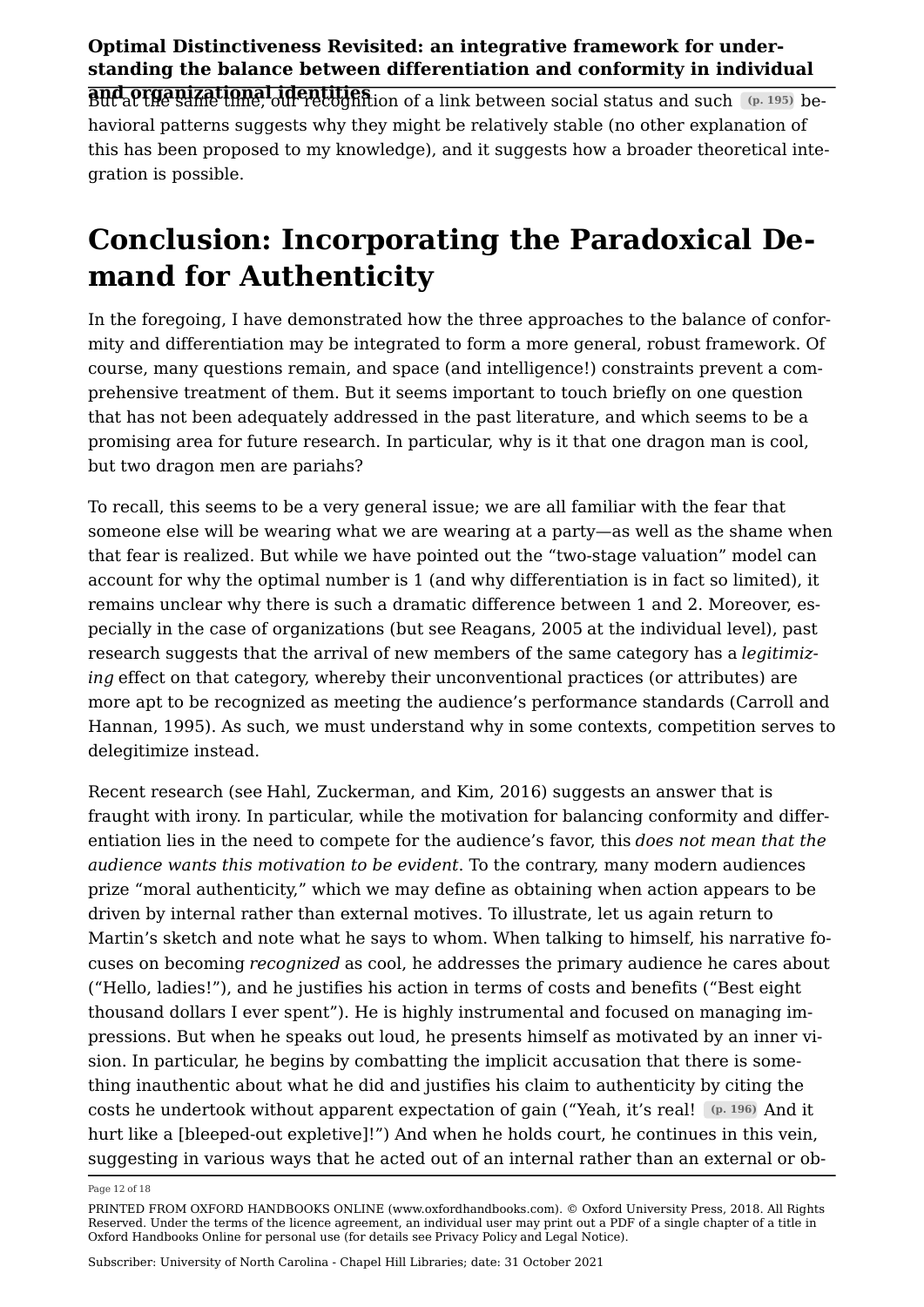But at the same time, our recognition of a link between social status and such (p. 195) behavioral patterns suggests why they might be relatively stable (no other explanation of this has been proposed to my knowledge), and it suggests how a broader theoretical integration is possible.

# Conclusion: Incorporating the Paradoxical Demand for Authenticity

In the foregoing, I have demonstrated how the three approaches to the balance of conformity and differentiation may be integrated to form a more general, robust framework. Of course, many questions remain, and space (and intelligence!) constraints prevent a comprehensive treatment of them. But it seems important to touch briefly on one question that has not been adequately addressed in the past literature, and which seems to be a promising area for future research. In particular, why is it that one dragon man is cool, but two dragon men are pariahs?

To recall, this seems to be a very general issue; we are all familiar with the fear that someone else will be wearing what we are wearing at a party—as well as the shame when that fear is realized. But while we have pointed out the "two-stage valuation" model can account for why the optimal number is 1 (and why differentiation is in fact so limited), it remains unclear why there is such a dramatic difference between 1 and 2. Moreover, especially in the case of organizations (but see Reagans, 2005 at the individual level), past research suggests that the arrival of new members of the same category has a *legitimizing* effect on that category, whereby their unconventional practices (or attributes) are more apt to be recognized as meeting the audience's performance standards (Carroll and Hannan, 1995). As such, we must understand why in some contexts, competition serves to delegitimize instead.

Recent research (see Hahl, Zuckerman, and Kim, 2016) suggests an answer that is fraught with irony. In particular, while the motivation for balancing conformity and differentiation lies in the need to compete for the audience's favor, this *does not mean that the audience wants this motivation to be evident.* To the contrary, many modern audiences prize "moral authenticity," which we may define as obtaining when action appears to be driven by internal rather than external motives. To illustrate, let us again return to Martin's sketch and note what he says to whom. When talking to himself, his narrative focuses on becoming *recognized* as cool, he addresses the primary audience he cares about ("Hello, ladies!"), and he justifies his action in terms of costs and benefits ("Best eight thousand dollars I ever spent"). He is highly instrumental and focused on managing impressions. But when he speaks out loud, he presents himself as motivated by an inner vision. In particular, he begins by combatting the implicit accusation that there is something inauthentic about what he did and justifies his claim to authenticity by citing the costs he undertook without apparent expectation of gain ("Yeah, it's real! (p. 196) And it hurt like a [bleeped-out expletive]!") And when he holds court, he continues in this vein, suggesting in various ways that he acted out of an internal rather than an external or ob-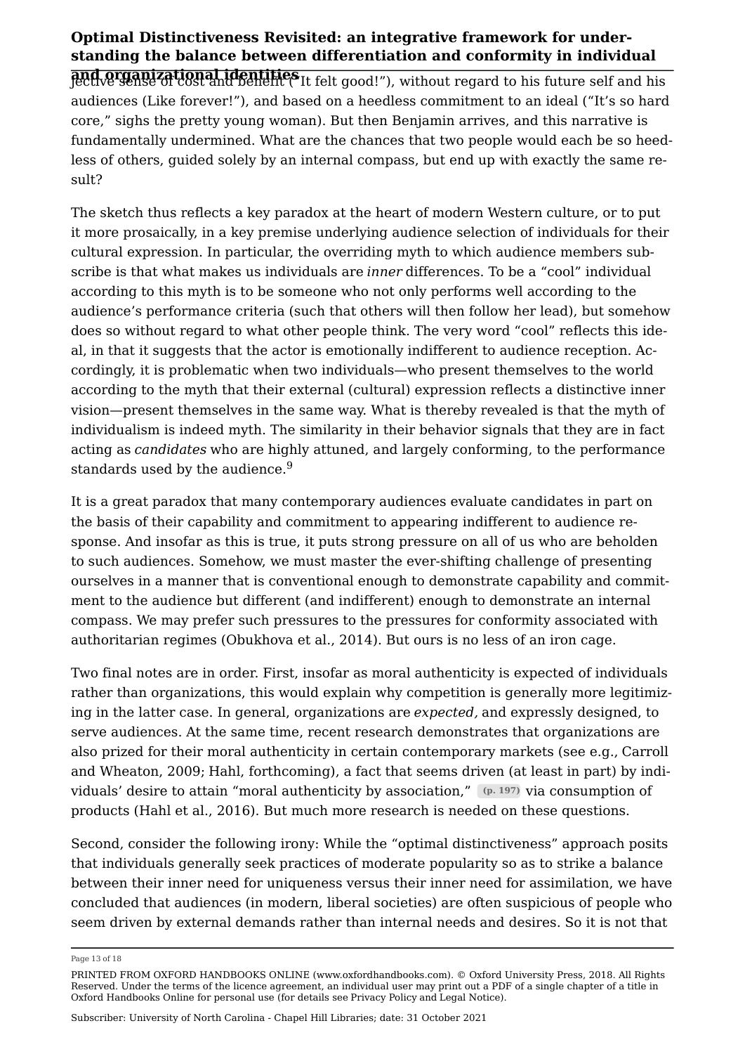jective sense of cost and benefit ("It felt good!"), without regard to his future self and his audiences (Like forever!"), and based on a heedless commitment to an ideal ("It's so hard core," sighs the pretty young woman). But then Benjamin arrives, and this narrative is fundamentally undermined. What are the chances that two people would each be so heedless of others, guided solely by an internal compass, but end up with exactly the same result?

The sketch thus reflects a key paradox at the heart of modern Western culture, or to put it more prosaically, in a key premise underlying audience selection of individuals for their cultural expression. In particular, the overriding myth to which audience members subscribe is that what makes us individuals are *inner* differences. To be a "cool" individual according to this myth is to be someone who not only performs well according to the audience's performance criteria (such that others will then follow her lead), but somehow does so without regard to what other people think. The very word "cool" reflects this ideal, in that it suggests that the actor is emotionally indifferent to audience reception. Accordingly, it is problematic when two individuals—who present themselves to the world according to the myth that their external (cultural) expression reflects a distinctive inner vision—present themselves in the same way. What is thereby revealed is that the myth of individualism is indeed myth. The similarity in their behavior signals that they are in fact acting as *candidates* who are highly attuned, and largely conforming, to the performance standards used by the audience.[9]

It is a great paradox that many contemporary audiences evaluate candidates in part on the basis of their capability and commitment to appearing indifferent to audience response. And insofar as this is true, it puts strong pressure on all of us who are beholden to such audiences. Somehow, we must master the ever-shifting challenge of presenting ourselves in a manner that is conventional enough to demonstrate capability and commitment to the audience but different (and indifferent) enough to demonstrate an internal compass. We may prefer such pressures to the pressures for conformity associated with authoritarian regimes (Obukhova et al., 2014). But ours is no less of an iron cage.

Two final notes are in order. First, insofar as moral authenticity is expected of individuals rather than organizations, this would explain why competition is generally more legitimizing in the latter case. In general, organizations are *expected*, and expressly designed, to serve audiences. At the same time, recent research demonstrates that organizations are also prized for their moral authenticity in certain contemporary markets (see e.g., Carroll and Wheaton, 2009; Hahl, forthcoming), a fact that seems driven (at least in part) by individuals' desire to attain "moral authenticity by association," (p. 197) via consumption of products (Hahl et al., 2016). But much more research is needed on these questions.

Second, consider the following irony: While the "optimal distinctiveness" approach posits that individuals generally seek practices of moderate popularity so as to strike a balance between their inner need for uniqueness versus their inner need for assimilation, we have concluded that audiences (in modern, liberal societies) are often suspicious of people who seem driven by external demands rather than internal needs and desires. So it is not that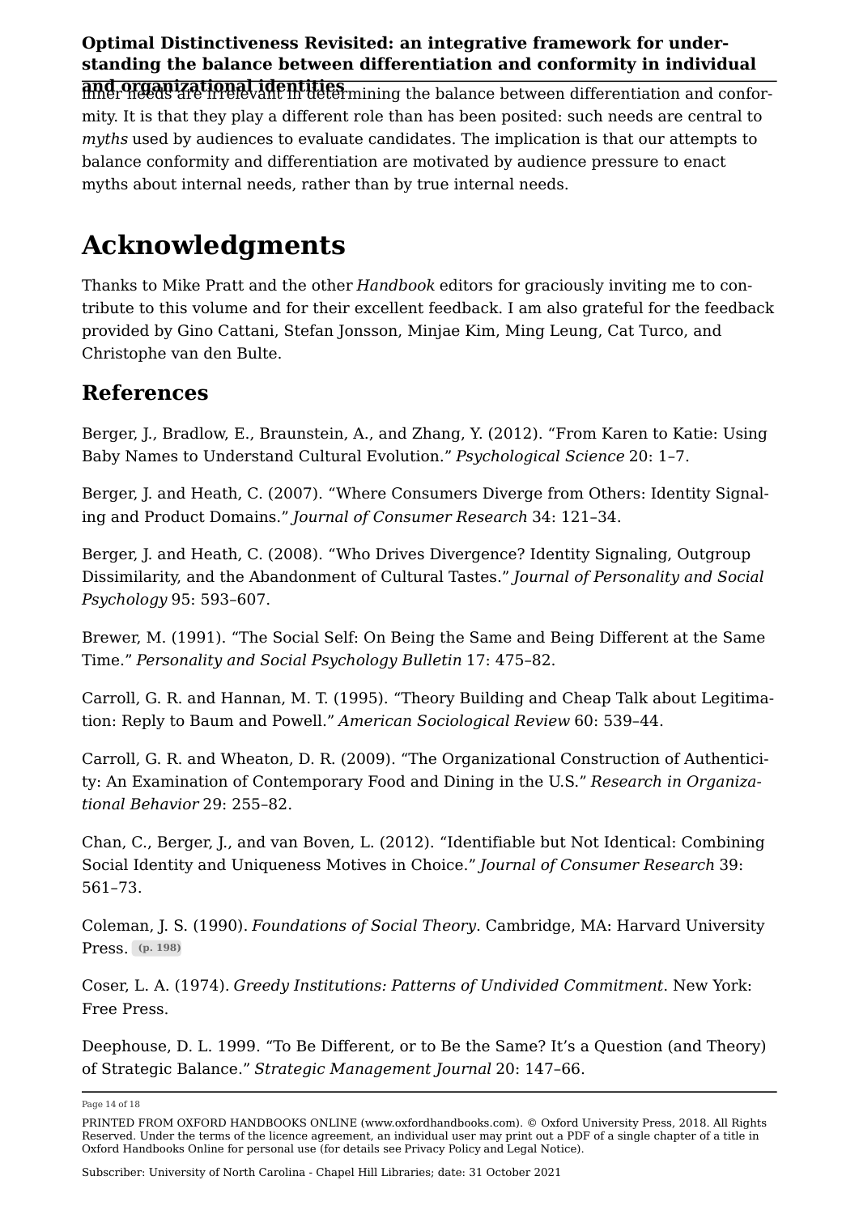inner needs are irrelevant in determining the balance between differentiation and conformity. It is that they play a different role than has been posited: such needs are central to *myths* used by audiences to evaluate candidates. The implication is that our attempts to balance conformity and differentiation are motivated by audience pressure to enact myths about internal needs, rather than by true internal needs.

# Acknowledgments

Thanks to Mike Pratt and the other *Handbook* editors for graciously inviting me to contribute to this volume and for their excellent feedback. I am also grateful for the feedback provided by Gino Cattani, Stefan Jonsson, Minjae Kim, Ming Leung, Cat Turco, and Christophe van den Bulte.

## References

Berger, J., Bradlow, E., Braunstein, A., and Zhang, Y. (2012). "From Karen to Katie: Using Baby Names to Understand Cultural Evolution." *Psychological Science* 20: 1–7.

Berger, J. and Heath, C. (2007). "Where Consumers Diverge from Others: Identity Signaling and Product Domains." *Journal of Consumer Research* 34: 121–34.

Berger, J. and Heath, C. (2008). "Who Drives Divergence? Identity Signaling, Outgroup Dissimilarity, and the Abandonment of Cultural Tastes." *Journal of Personality and Social Psychology* 95: 593–607.

Brewer, M. (1991). "The Social Self: On Being the Same and Being Different at the Same Time." *Personality and Social Psychology Bulletin* 17: 475–82.

Carroll, G. R. and Hannan, M. T. (1995). "Theory Building and Cheap Talk about Legitimation: Reply to Baum and Powell." *American Sociological Review* 60: 539–44.

Carroll, G. R. and Wheaton, D. R. (2009). "The Organizational Construction of Authenticity: An Examination of Contemporary Food and Dining in the U.S." *Research in Organizational Behavior* 29: 255–82.

Chan, C., Berger, J., and van Boven, L. (2012). "Identifiable but Not Identical: Combining Social Identity and Uniqueness Motives in Choice." *Journal of Consumer Research* 39: 561–73.

Coleman, J. S. (1990). *Foundations of Social Theory*. Cambridge, MA: Harvard University Press. (p. 198)

Coser, L. A. (1974). *Greedy Institutions: Patterns of Undivided Commitment*. New York: Free Press.

Deephouse, D. L. 1999. "To Be Different, or to Be the Same? It's a Question (and Theory) of Strategic Balance." *Strategic Management Journal* 20: 147–66.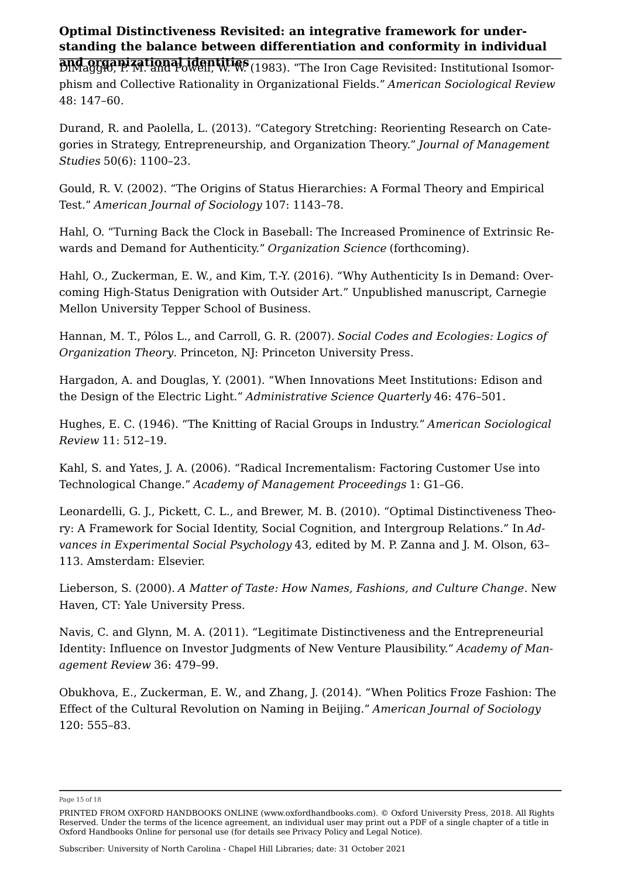DiMaggio, P. M. and Powell, W. W. (1983). “The Iron Cage Revisited: Institutional Isomorphism and Collective Rationality in Organizational Fields.” *American Sociological Review* 48: 147–60.

Durand, R. and Paolella, L. (2013). “Category Stretching: Reorienting Research on Categories in Strategy, Entrepreneurship, and Organization Theory.” *Journal of Management Studies* 50(6): 1100–23.

Gould, R. V. (2002). “The Origins of Status Hierarchies: A Formal Theory and Empirical Test.” *American Journal of Sociology* 107: 1143–78.

Hahl, O. “Turning Back the Clock in Baseball: The Increased Prominence of Extrinsic Rewards and Demand for Authenticity.” *Organization Science* (forthcoming).

Hahl, O., Zuckerman, E. W., and Kim, T.-Y. (2016). “Why Authenticity Is in Demand: Overcoming High-Status Denigration with Outsider Art.” Unpublished manuscript, Carnegie Mellon University Tepper School of Business.

Hannan, M. T., Pólos L., and Carroll, G. R. (2007). *Social Codes and Ecologies: Logics of Organization Theory*. Princeton, NJ: Princeton University Press.

Hargadon, A. and Douglas, Y. (2001). “When Innovations Meet Institutions: Edison and the Design of the Electric Light.” *Administrative Science Quarterly* 46: 476–501.

Hughes, E. C. (1946). “The Knitting of Racial Groups in Industry.” *American Sociological Review* 11: 512–19.

Kahl, S. and Yates, J. A. (2006). “Radical Incrementalism: Factoring Customer Use into Technological Change.” *Academy of Management Proceedings* 1: G1–G6.

Leonardelli, G. J., Pickett, C. L., and Brewer, M. B. (2010). “Optimal Distinctiveness Theory: A Framework for Social Identity, Social Cognition, and Intergroup Relations.” In *Advances in Experimental Social Psychology* 43, edited by M. P. Zanna and J. M. Olson, 63–113. Amsterdam: Elsevier.

Lieberson, S. (2000). *A Matter of Taste: How Names, Fashions, and Culture Change*. New Haven, CT: Yale University Press.

Navis, C. and Glynn, M. A. (2011). “Legitimate Distinctiveness and the Entrepreneurial Identity: Influence on Investor Judgments of New Venture Plausibility.” *Academy of Management Review* 36: 479–99.

Obukhova, E., Zuckerman, E. W., and Zhang, J. (2014). “When Politics Froze Fashion: The Effect of the Cultural Revolution on Naming in Beijing.” *American Journal of Sociology* 120: 555–83.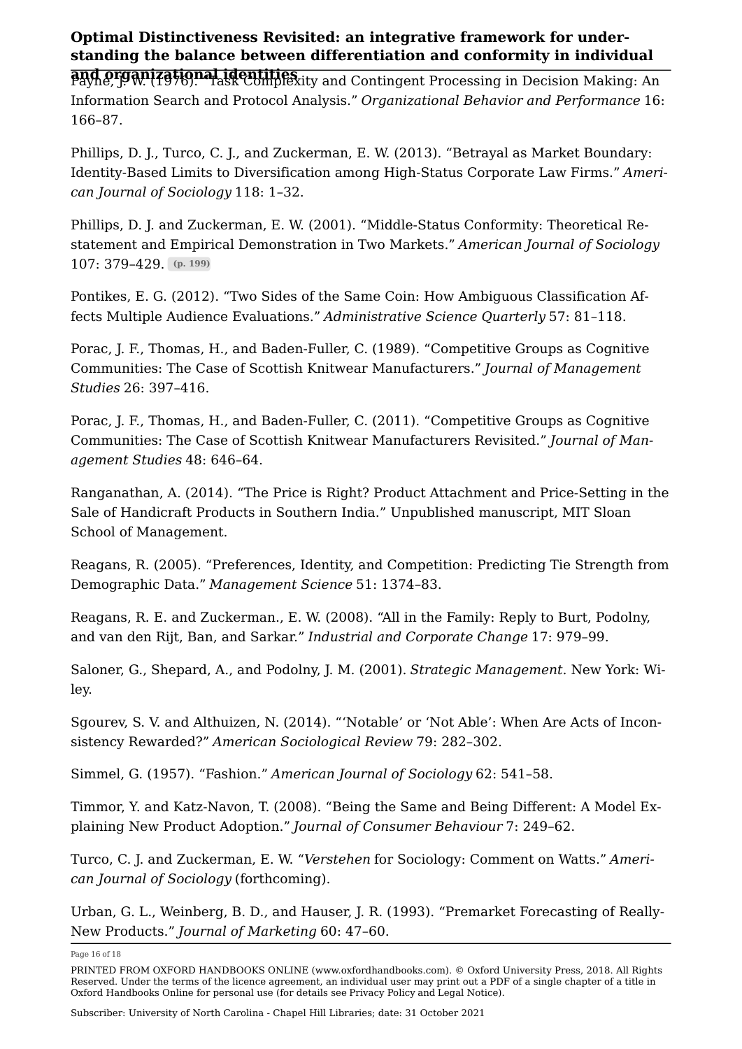Payne, J. W. (1976). "Task Complexity and Contingent Processing in Decision Making: An Information Search and Protocol Analysis." *Organizational Behavior and Performance* 16: 166–87.

Phillips, D. J., Turco, C. J., and Zuckerman, E. W. (2013). "Betrayal as Market Boundary: Identity-Based Limits to Diversification among High-Status Corporate Law Firms." *American Journal of Sociology* 118: 1–32.

Phillips, D. J. and Zuckerman, E. W. (2001). "Middle-Status Conformity: Theoretical Restatement and Empirical Demonstration in Two Markets." *American Journal of Sociology* 107: 379–429. (p. 199)

Pontikes, E. G. (2012). "Two Sides of the Same Coin: How Ambiguous Classification Affects Multiple Audience Evaluations." *Administrative Science Quarterly* 57: 81–118.

Porac, J. F., Thomas, H., and Baden-Fuller, C. (1989). "Competitive Groups as Cognitive Communities: The Case of Scottish Knitwear Manufacturers." *Journal of Management Studies* 26: 397–416.

Porac, J. F., Thomas, H., and Baden-Fuller, C. (2011). "Competitive Groups as Cognitive Communities: The Case of Scottish Knitwear Manufacturers Revisited." *Journal of Management Studies* 48: 646–64.

Ranganathan, A. (2014). "The Price is Right? Product Attachment and Price-Setting in the Sale of Handicraft Products in Southern India." Unpublished manuscript, MIT Sloan School of Management.

Reagans, R. (2005). "Preferences, Identity, and Competition: Predicting Tie Strength from Demographic Data." *Management Science* 51: 1374–83.

Reagans, R. E. and Zuckerman., E. W. (2008). "All in the Family: Reply to Burt, Podolny, and van den Rijt, Ban, and Sarkar." *Industrial and Corporate Change* 17: 979–99.

Saloner, G., Shepard, A., and Podolny, J. M. (2001). *Strategic Management*. New York: Wiley.

Sgourev, S. V. and Althuizen, N. (2014). "'Notable' or 'Not Able': When Are Acts of Inconsistency Rewarded?" *American Sociological Review* 79: 282–302.

Simmel, G. (1957). "Fashion." *American Journal of Sociology* 62: 541–58.

Timmor, Y. and Katz-Navon, T. (2008). "Being the Same and Being Different: A Model Explaining New Product Adoption." *Journal of Consumer Behaviour* 7: 249–62.

Turco, C. J. and Zuckerman, E. W. "*Verstehen* for Sociology: Comment on Watts." *American Journal of Sociology* (forthcoming).

Urban, G. L., Weinberg, B. D., and Hauser, J. R. (1993). "Premarket Forecasting of Really-New Products." *Journal of Marketing* 60: 47–60.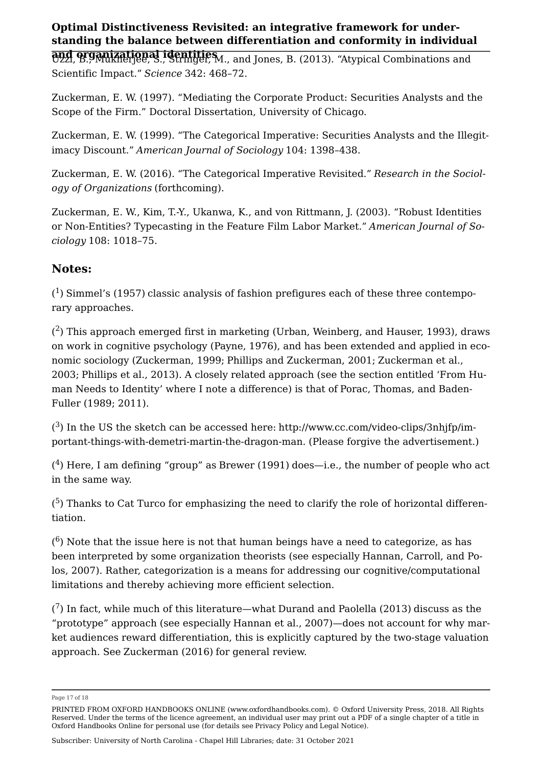Uzzi, B., Mukherjee, S., Stringer, M., and Jones, B. (2013). "Atypical Combinations and Scientific Impact." *Science* 342: 468–72.

Zuckerman, E. W. (1997). "Mediating the Corporate Product: Securities Analysts and the Scope of the Firm." Doctoral Dissertation, University of Chicago.

Zuckerman, E. W. (1999). "The Categorical Imperative: Securities Analysts and the Illegitimacy Discount." *American Journal of Sociology* 104: 1398–438.

Zuckerman, E. W. (2016). "The Categorical Imperative Revisited." *Research in the Sociology of Organizations* (forthcoming).

Zuckerman, E. W., Kim, T.-Y., Ukanwa, K., and von Rittmann, J. (2003). "Robust Identities or Non-Entities? Typecasting in the Feature Film Labor Market." *American Journal of Sociology* 108: 1018–75.

## Notes:

([1]) Simmel's (1957) classic analysis of fashion prefigures each of these three contemporary approaches.

([2]) This approach emerged first in marketing (Urban, Weinberg, and Hauser, 1993), draws on work in cognitive psychology (Payne, 1976), and has been extended and applied in economic sociology (Zuckerman, 1999; Phillips and Zuckerman, 2001; Zuckerman et al., 2003; Phillips et al., 2013). A closely related approach (see the section entitled 'From Human Needs to Identity' where I note a difference) is that of Porac, Thomas, and Baden-Fuller (1989; 2011).

([3]) In the US the sketch can be accessed here: http://www.cc.com/video-clips/3nhjfp/important-things-with-demetri-martin-the-dragon-man. (Please forgive the advertisement.)

([4]) Here, I am defining "group" as Brewer (1991) does—i.e., the number of people who act in the same way.

([5]) Thanks to Cat Turco for emphasizing the need to clarify the role of horizontal differentiation.

([6]) Note that the issue here is not that human beings have a need to categorize, as has been interpreted by some organization theorists (see especially Hannan, Carroll, and Polos, 2007). Rather, categorization is a means for addressing our cognitive/computational limitations and thereby achieving more efficient selection.

([7]) In fact, while much of this literature—what Durand and Paolella (2013) discuss as the "prototype" approach (see especially Hannan et al., 2007)—does not account for why market audiences reward differentiation, this is explicitly captured by the two-stage valuation approach. See Zuckerman (2016) for general review.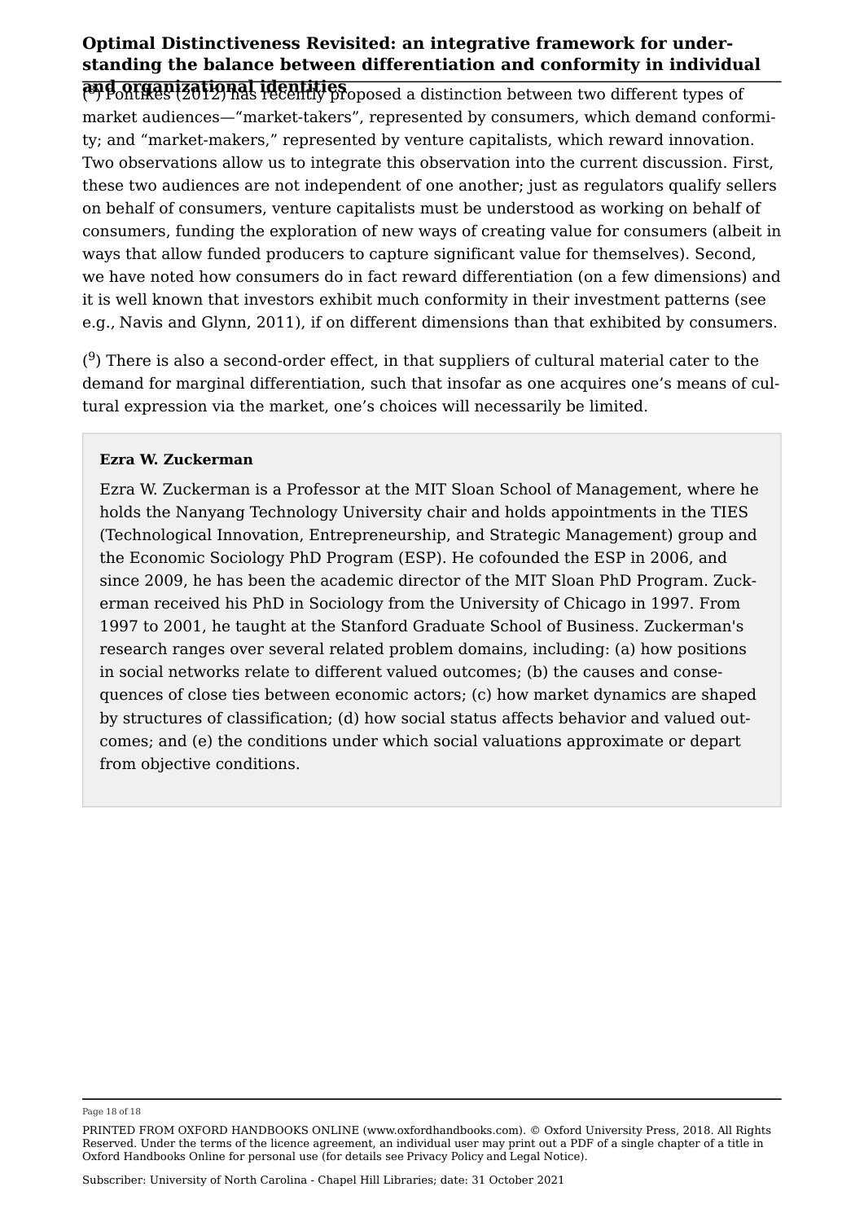([8]) Pontikes (2012) has recently proposed a distinction between two different types of market audiences—“market-takers”, represented by consumers, which demand conformity; and “market-makers,” represented by venture capitalists, which reward innovation. Two observations allow us to integrate this observation into the current discussion. First, these two audiences are not independent of one another; just as regulators qualify sellers on behalf of consumers, venture capitalists must be understood as working on behalf of consumers, funding the exploration of new ways of creating value for consumers (albeit in ways that allow funded producers to capture significant value for themselves). Second, we have noted how consumers do in fact reward differentiation (on a few dimensions) and it is well known that investors exhibit much conformity in their investment patterns (see e.g., Navis and Glynn, 2011), if on different dimensions than that exhibited by consumers.

([9]) There is also a second-order effect, in that suppliers of cultural material cater to the demand for marginal differentiation, such that insofar as one acquires one’s means of cultural expression via the market, one’s choices will necessarily be limited.

**Ezra W. Zuckerman**

Ezra W. Zuckerman is a Professor at the MIT Sloan School of Management, where he holds the Nanyang Technology University chair and holds appointments in the TIES (Technological Innovation, Entrepreneurship, and Strategic Management) group and the Economic Sociology PhD Program (ESP). He cofounded the ESP in 2006, and since 2009, he has been the academic director of the MIT Sloan PhD Program. Zuckerman received his PhD in Sociology from the University of Chicago in 1997. From 1997 to 2001, he taught at the Stanford Graduate School of Business. Zuckerman's research ranges over several related problem domains, including: (a) how positions in social networks relate to different valued outcomes; (b) the causes and consequences of close ties between economic actors; (c) how market dynamics are shaped by structures of classification; (d) how social status affects behavior and valued outcomes; and (e) the conditions under which social valuations approximate or depart from objective conditions.